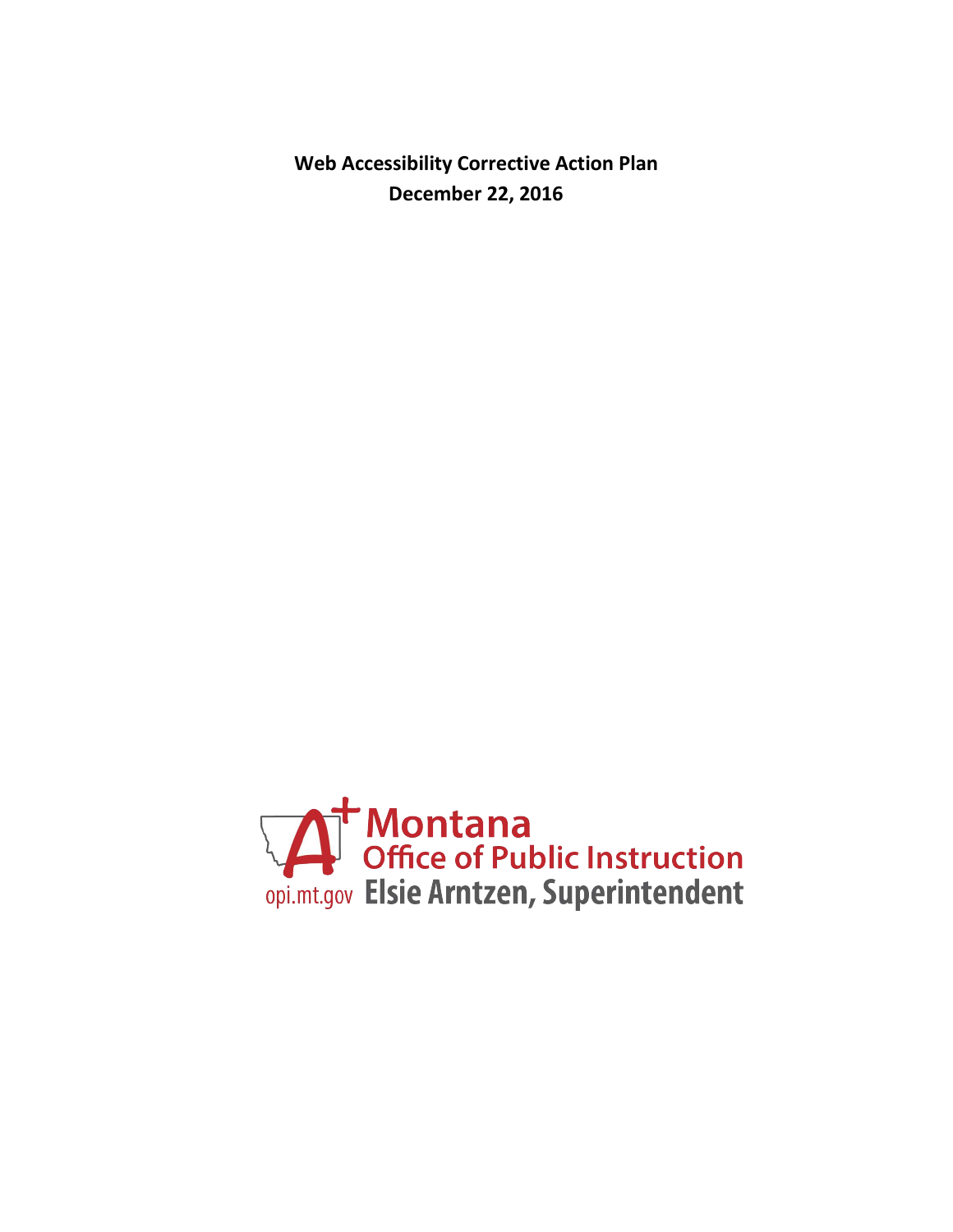**Web Accessibility Corrective Action Plan**
**December 22, 2016**

Montana
Office of Public Instruction
opi.mt.gov Elsie Arntzen, Superintendent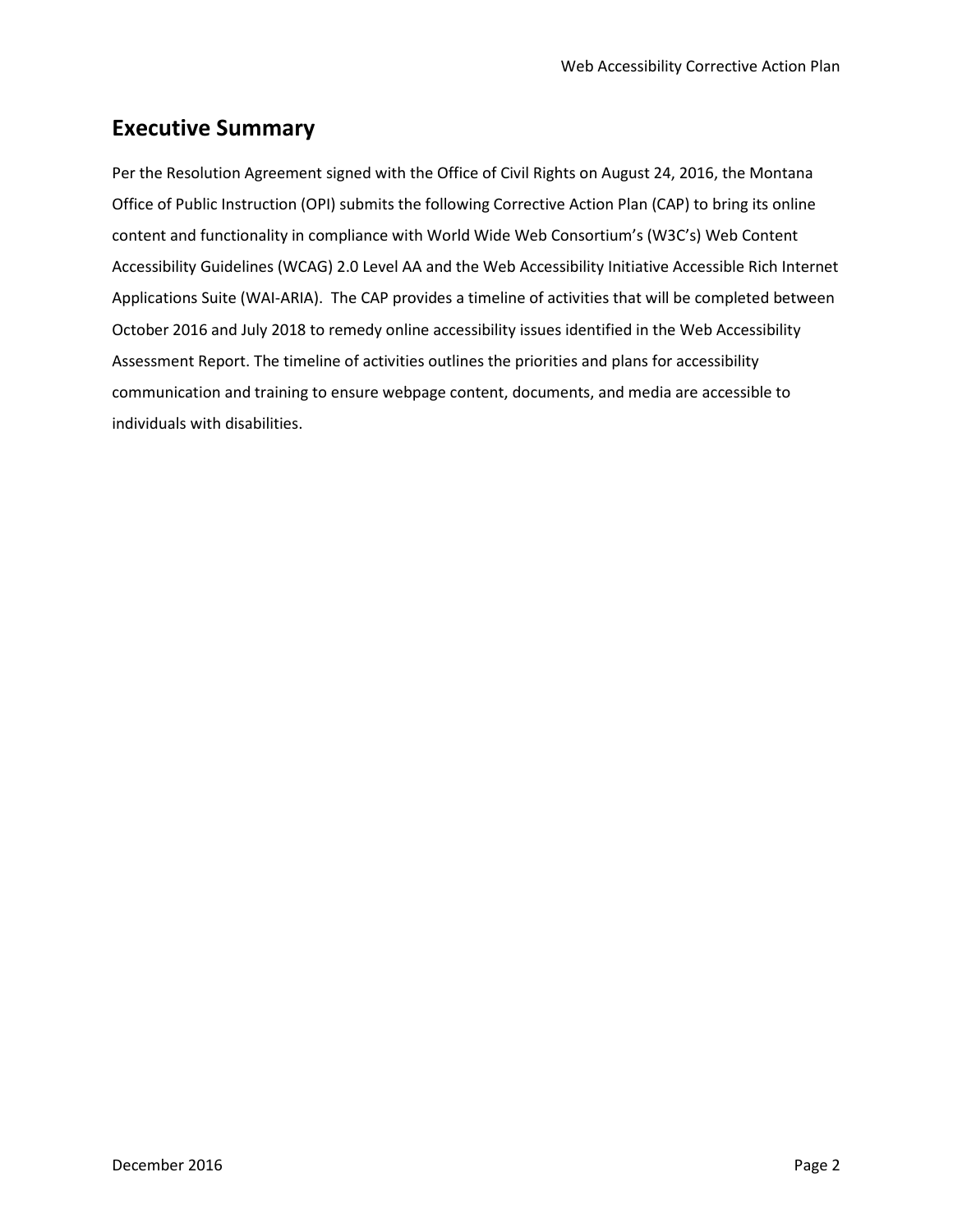## Executive Summary

Per the Resolution Agreement signed with the Office of Civil Rights on August 24, 2016, the Montana Office of Public Instruction (OPI) submits the following Corrective Action Plan (CAP) to bring its online content and functionality in compliance with World Wide Web Consortium's (W3C's) Web Content Accessibility Guidelines (WCAG) 2.0 Level AA and the Web Accessibility Initiative Accessible Rich Internet Applications Suite (WAI-ARIA). The CAP provides a timeline of activities that will be completed between October 2016 and July 2018 to remedy online accessibility issues identified in the Web Accessibility Assessment Report. The timeline of activities outlines the priorities and plans for accessibility communication and training to ensure webpage content, documents, and media are accessible to individuals with disabilities.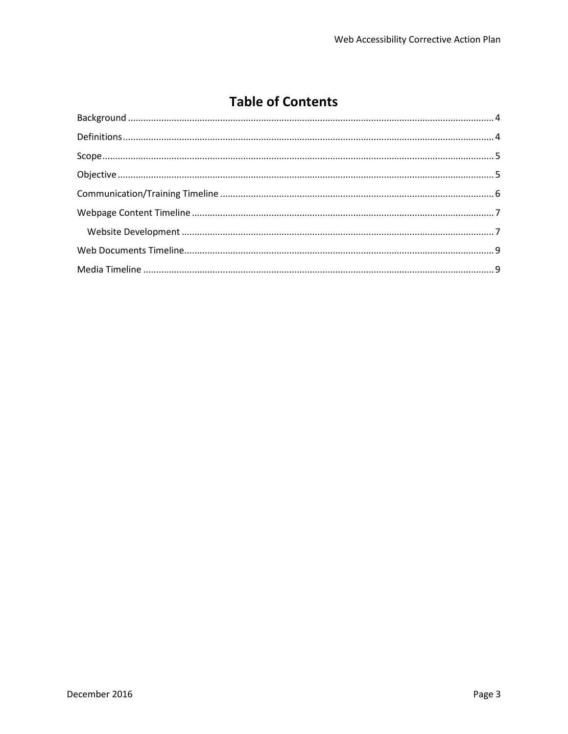# Table of Contents

Background .......... 4

Definitions .......... 4

Scope .......... 5

Objective .......... 5

Communication/Training Timeline .......... 6

Webpage Content Timeline .......... 7

  Website Development .......... 7

Web Documents Timeline .......... 9

Media Timeline .......... 9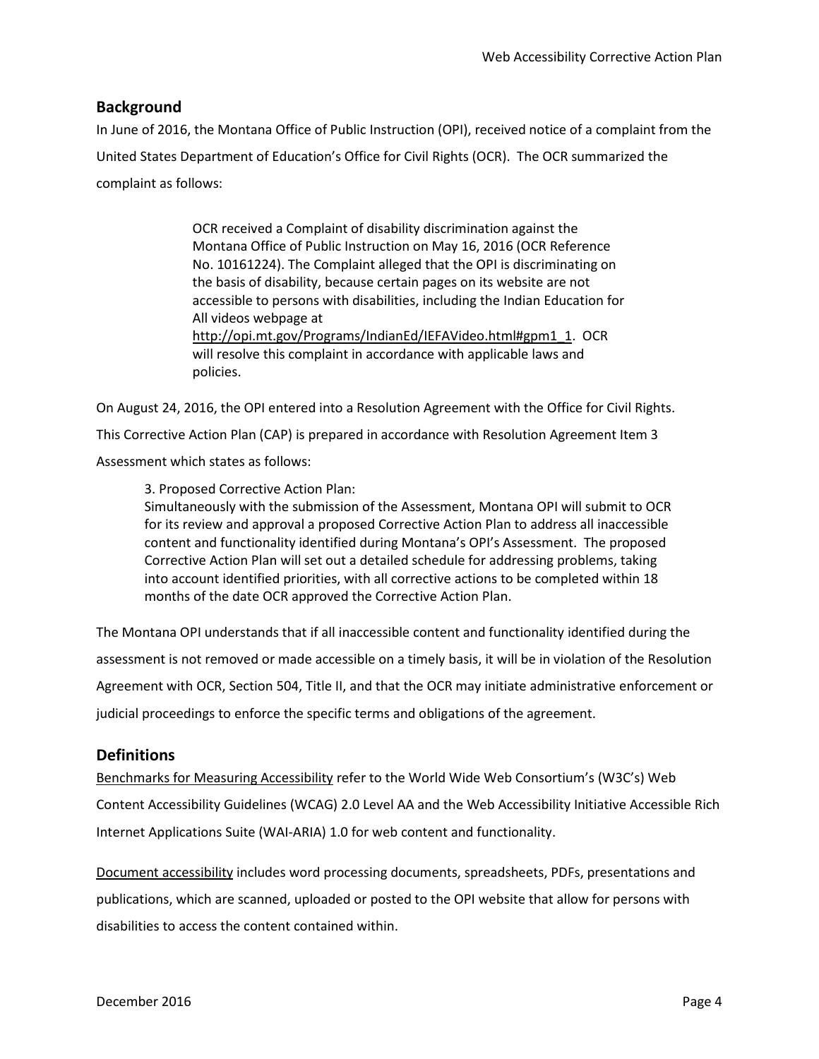## Background

In June of 2016, the Montana Office of Public Instruction (OPI), received notice of a complaint from the United States Department of Education's Office for Civil Rights (OCR). The OCR summarized the complaint as follows:

> OCR received a Complaint of disability discrimination against the Montana Office of Public Instruction on May 16, 2016 (OCR Reference No. 10161224). The Complaint alleged that the OPI is discriminating on the basis of disability, because certain pages on its website are not accessible to persons with disabilities, including the Indian Education for All videos webpage at http://opi.mt.gov/Programs/IndianEd/IEFAVideo.html#gpm1_1. OCR will resolve this complaint in accordance with applicable laws and policies.

On August 24, 2016, the OPI entered into a Resolution Agreement with the Office for Civil Rights. This Corrective Action Plan (CAP) is prepared in accordance with Resolution Agreement Item 3 Assessment which states as follows:

> 3. Proposed Corrective Action Plan:
> Simultaneously with the submission of the Assessment, Montana OPI will submit to OCR for its review and approval a proposed Corrective Action Plan to address all inaccessible content and functionality identified during Montana's OPI's Assessment. The proposed Corrective Action Plan will set out a detailed schedule for addressing problems, taking into account identified priorities, with all corrective actions to be completed within 18 months of the date OCR approved the Corrective Action Plan.

The Montana OPI understands that if all inaccessible content and functionality identified during the assessment is not removed or made accessible on a timely basis, it will be in violation of the Resolution Agreement with OCR, Section 504, Title II, and that the OCR may initiate administrative enforcement or judicial proceedings to enforce the specific terms and obligations of the agreement.

## Definitions

Benchmarks for Measuring Accessibility refer to the World Wide Web Consortium's (W3C's) Web Content Accessibility Guidelines (WCAG) 2.0 Level AA and the Web Accessibility Initiative Accessible Rich Internet Applications Suite (WAI-ARIA) 1.0 for web content and functionality.

Document accessibility includes word processing documents, spreadsheets, PDFs, presentations and publications, which are scanned, uploaded or posted to the OPI website that allow for persons with disabilities to access the content contained within.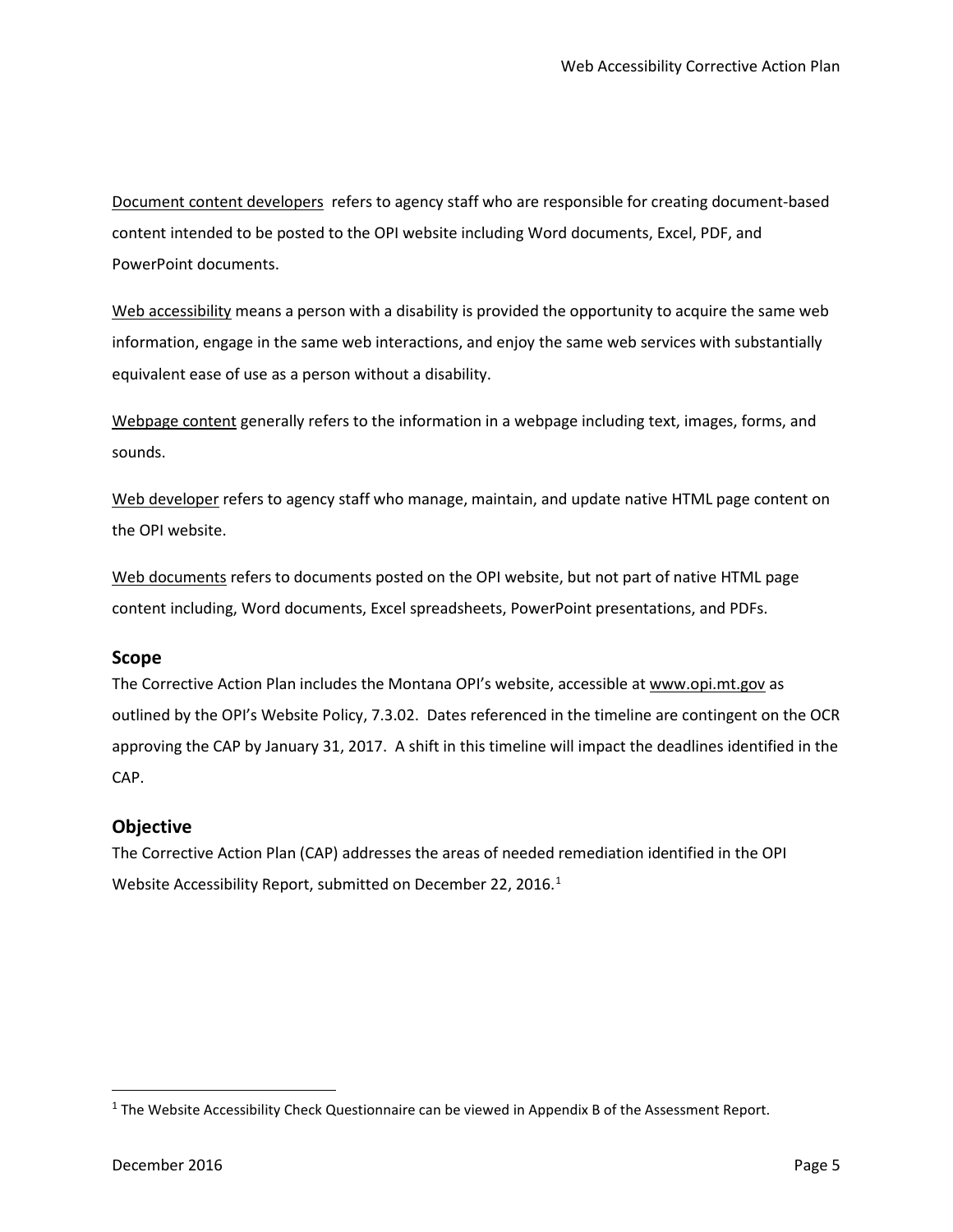Document content developers refers to agency staff who are responsible for creating document-based content intended to be posted to the OPI website including Word documents, Excel, PDF, and PowerPoint documents.

Web accessibility means a person with a disability is provided the opportunity to acquire the same web information, engage in the same web interactions, and enjoy the same web services with substantially equivalent ease of use as a person without a disability.

Webpage content generally refers to the information in a webpage including text, images, forms, and sounds.

Web developer refers to agency staff who manage, maintain, and update native HTML page content on the OPI website.

Web documents refers to documents posted on the OPI website, but not part of native HTML page content including, Word documents, Excel spreadsheets, PowerPoint presentations, and PDFs.

## Scope

The Corrective Action Plan includes the Montana OPI's website, accessible at www.opi.mt.gov as outlined by the OPI's Website Policy, 7.3.02. Dates referenced in the timeline are contingent on the OCR approving the CAP by January 31, 2017. A shift in this timeline will impact the deadlines identified in the CAP.

## Objective

The Corrective Action Plan (CAP) addresses the areas of needed remediation identified in the OPI Website Accessibility Report, submitted on December 22, 2016.[1]

[1] The Website Accessibility Check Questionnaire can be viewed in Appendix B of the Assessment Report.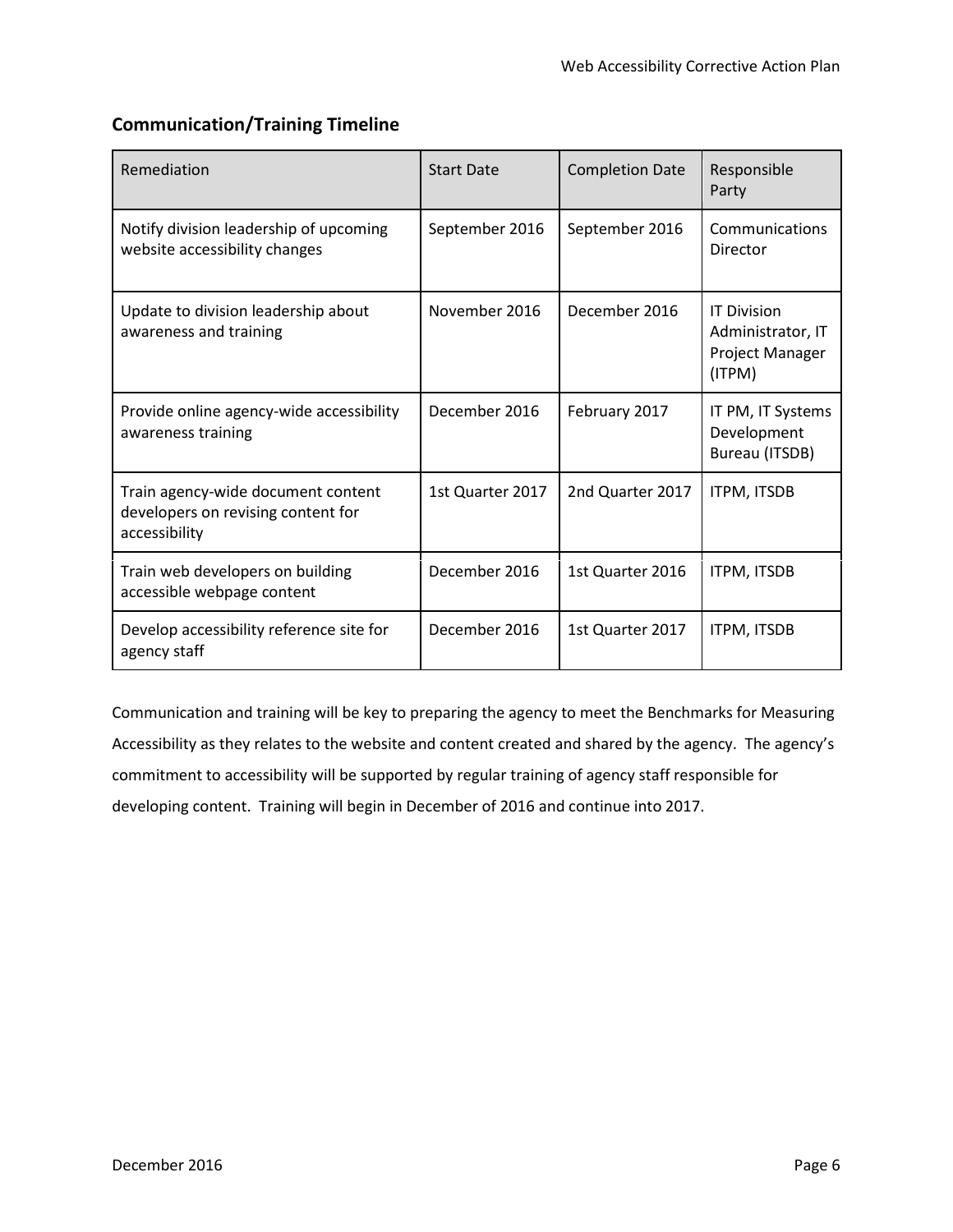## Communication/Training Timeline

| Remediation | Start Date | Completion Date | Responsible Party |
|---|---|---|---|
| Notify division leadership of upcoming website accessibility changes | September 2016 | September 2016 | Communications Director |
| Update to division leadership about awareness and training | November 2016 | December 2016 | IT Division Administrator, IT Project Manager (ITPM) |
| Provide online agency-wide accessibility awareness training | December 2016 | February 2017 | IT PM, IT Systems Development Bureau (ITSDB) |
| Train agency-wide document content developers on revising content for accessibility | 1st Quarter 2017 | 2nd Quarter 2017 | ITPM, ITSDB |
| Train web developers on building accessible webpage content | December 2016 | 1st Quarter 2016 | ITPM, ITSDB |
| Develop accessibility reference site for agency staff | December 2016 | 1st Quarter 2017 | ITPM, ITSDB |

Communication and training will be key to preparing the agency to meet the Benchmarks for Measuring Accessibility as they relates to the website and content created and shared by the agency. The agency's commitment to accessibility will be supported by regular training of agency staff responsible for developing content. Training will begin in December of 2016 and continue into 2017.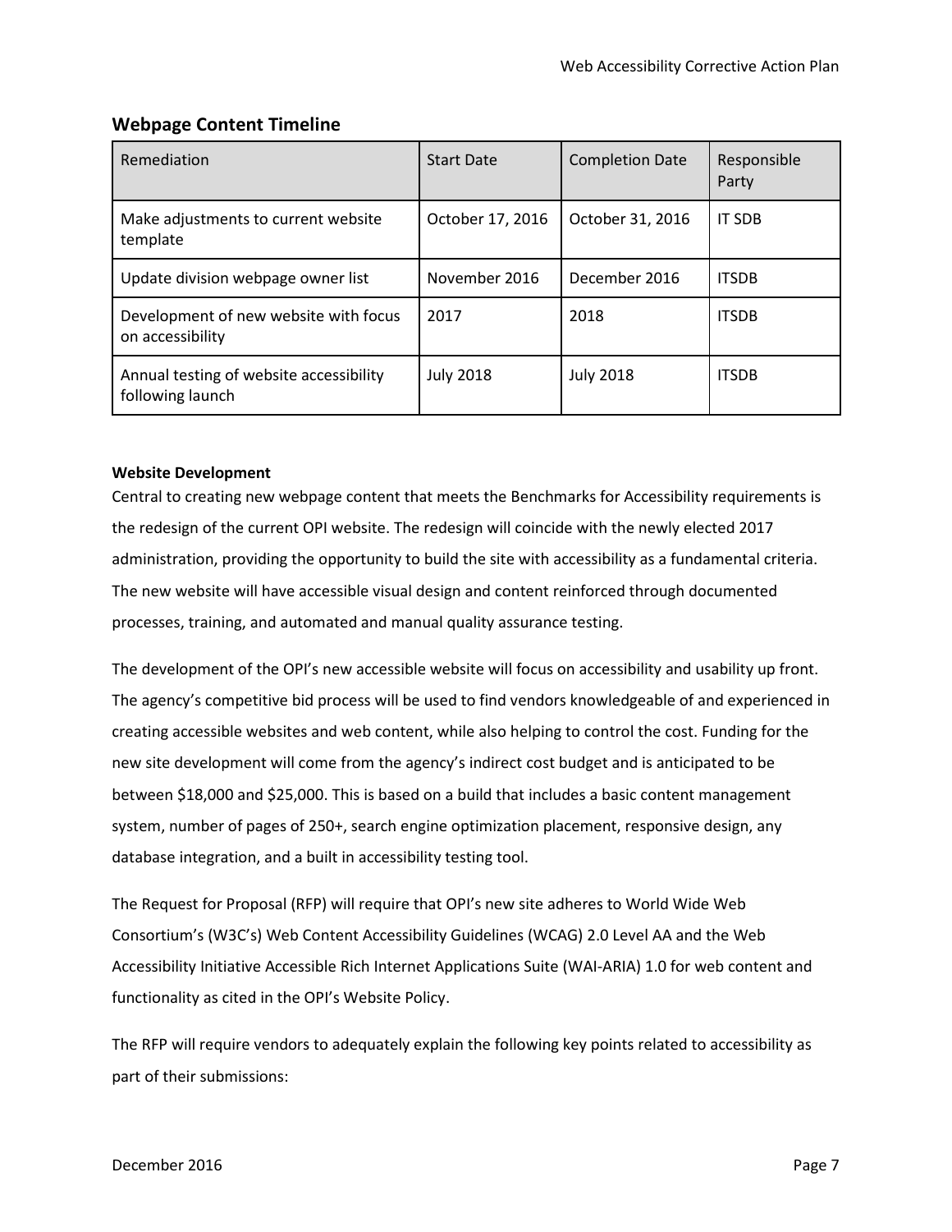## Webpage Content Timeline

| Remediation | Start Date | Completion Date | Responsible Party |
| --- | --- | --- | --- |
| Make adjustments to current website template | October 17, 2016 | October 31, 2016 | IT SDB |
| Update division webpage owner list | November 2016 | December 2016 | ITSDB |
| Development of new website with focus on accessibility | 2017 | 2018 | ITSDB |
| Annual testing of website accessibility following launch | July 2018 | July 2018 | ITSDB |

**Website Development**

Central to creating new webpage content that meets the Benchmarks for Accessibility requirements is the redesign of the current OPI website. The redesign will coincide with the newly elected 2017 administration, providing the opportunity to build the site with accessibility as a fundamental criteria. The new website will have accessible visual design and content reinforced through documented processes, training, and automated and manual quality assurance testing.

The development of the OPI's new accessible website will focus on accessibility and usability up front. The agency's competitive bid process will be used to find vendors knowledgeable of and experienced in creating accessible websites and web content, while also helping to control the cost. Funding for the new site development will come from the agency's indirect cost budget and is anticipated to be between $18,000 and $25,000. This is based on a build that includes a basic content management system, number of pages of 250+, search engine optimization placement, responsive design, any database integration, and a built in accessibility testing tool.

The Request for Proposal (RFP) will require that OPI's new site adheres to World Wide Web Consortium's (W3C's) Web Content Accessibility Guidelines (WCAG) 2.0 Level AA and the Web Accessibility Initiative Accessible Rich Internet Applications Suite (WAI-ARIA) 1.0 for web content and functionality as cited in the OPI's Website Policy.

The RFP will require vendors to adequately explain the following key points related to accessibility as part of their submissions: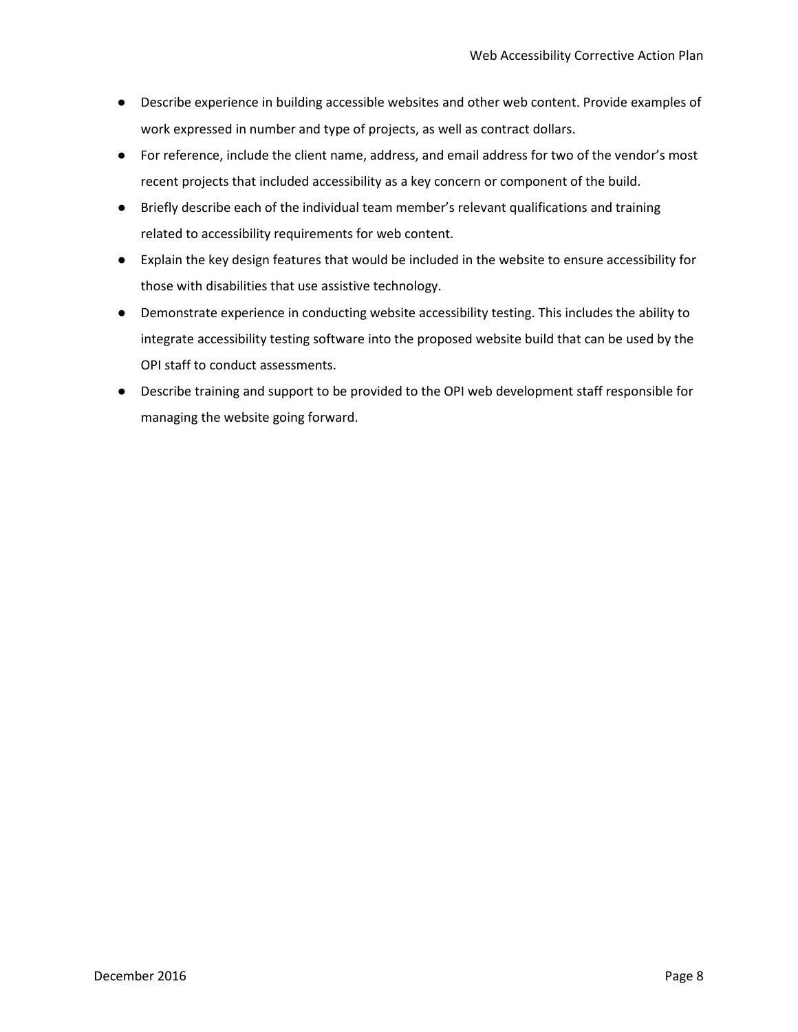- Describe experience in building accessible websites and other web content. Provide examples of work expressed in number and type of projects, as well as contract dollars.
- For reference, include the client name, address, and email address for two of the vendor's most recent projects that included accessibility as a key concern or component of the build.
- Briefly describe each of the individual team member's relevant qualifications and training related to accessibility requirements for web content.
- Explain the key design features that would be included in the website to ensure accessibility for those with disabilities that use assistive technology.
- Demonstrate experience in conducting website accessibility testing. This includes the ability to integrate accessibility testing software into the proposed website build that can be used by the OPI staff to conduct assessments.
- Describe training and support to be provided to the OPI web development staff responsible for managing the website going forward.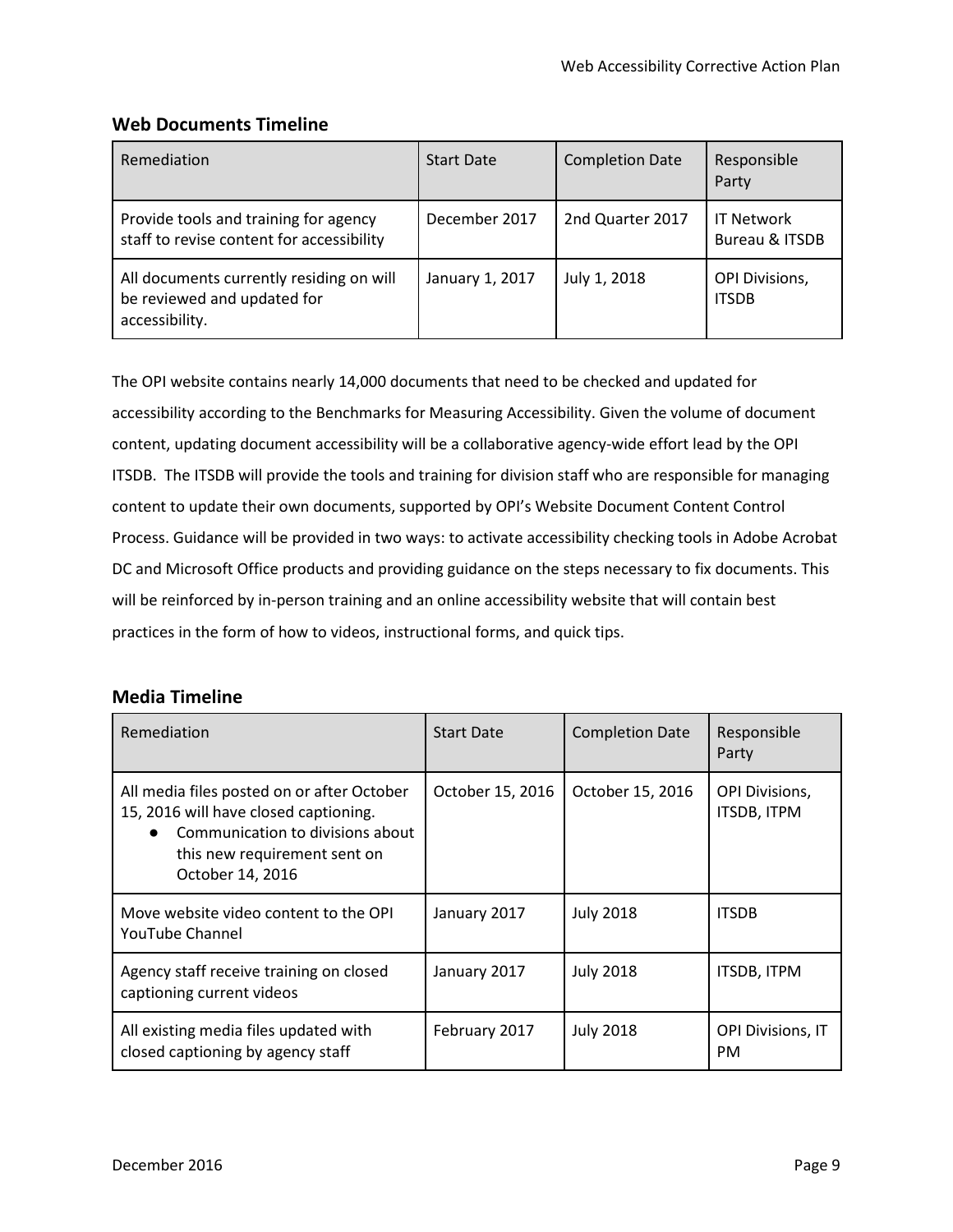## Web Documents Timeline

| Remediation | Start Date | Completion Date | Responsible Party |
|---|---|---|---|
| Provide tools and training for agency staff to revise content for accessibility | December 2017 | 2nd Quarter 2017 | IT Network Bureau & ITSDB |
| All documents currently residing on will be reviewed and updated for accessibility. | January 1, 2017 | July 1, 2018 | OPI Divisions, ITSDB |

The OPI website contains nearly 14,000 documents that need to be checked and updated for accessibility according to the Benchmarks for Measuring Accessibility. Given the volume of document content, updating document accessibility will be a collaborative agency-wide effort lead by the OPI ITSDB. The ITSDB will provide the tools and training for division staff who are responsible for managing content to update their own documents, supported by OPI's Website Document Content Control Process. Guidance will be provided in two ways: to activate accessibility checking tools in Adobe Acrobat DC and Microsoft Office products and providing guidance on the steps necessary to fix documents. This will be reinforced by in-person training and an online accessibility website that will contain best practices in the form of how to videos, instructional forms, and quick tips.

## Media Timeline

| Remediation | Start Date | Completion Date | Responsible Party |
|---|---|---|---|
| All media files posted on or after October 15, 2016 will have closed captioning.<br>• Communication to divisions about this new requirement sent on October 14, 2016 | October 15, 2016 | October 15, 2016 | OPI Divisions, ITSDB, ITPM |
| Move website video content to the OPI YouTube Channel | January 2017 | July 2018 | ITSDB |
| Agency staff receive training on closed captioning current videos | January 2017 | July 2018 | ITSDB, ITPM |
| All existing media files updated with closed captioning by agency staff | February 2017 | July 2018 | OPI Divisions, IT PM |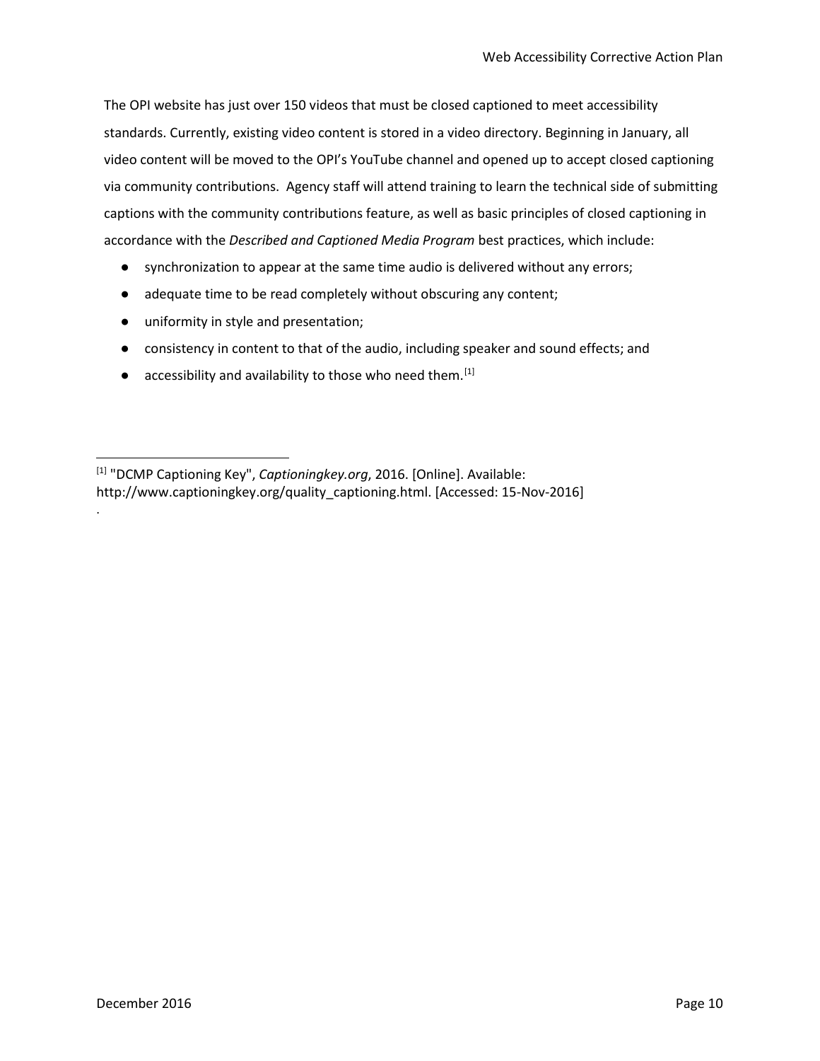The OPI website has just over 150 videos that must be closed captioned to meet accessibility standards. Currently, existing video content is stored in a video directory. Beginning in January, all video content will be moved to the OPI's YouTube channel and opened up to accept closed captioning via community contributions. Agency staff will attend training to learn the technical side of submitting captions with the community contributions feature, as well as basic principles of closed captioning in accordance with the *Described and Captioned Media Program* best practices, which include:

- synchronization to appear at the same time audio is delivered without any errors;
- adequate time to be read completely without obscuring any content;
- uniformity in style and presentation;
- consistency in content to that of the audio, including speaker and sound effects; and
- accessibility and availability to those who need them.[1]

---

[1] "DCMP Captioning Key", *Captioningkey.org*, 2016. [Online]. Available: http://www.captioningkey.org/quality_captioning.html. [Accessed: 15-Nov-2016]
.